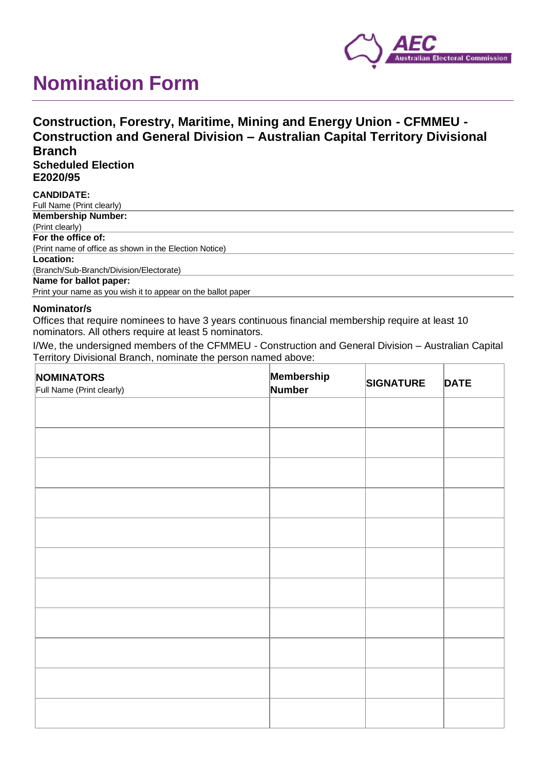# Nomination Form

## Construction, Forestry, Maritime, Mining and Energy Union - CFMMEU - Construction and General Division – Australian Capital Territory Divisional Branch

**Scheduled Election**
**E2020/95**

**CANDIDATE:**
Full Name (Print clearly)

**Membership Number:**
(Print clearly)

**For the office of:**
(Print name of office as shown in the Election Notice)

**Location:**
(Branch/Sub-Branch/Division/Electorate)

**Name for ballot paper:**
Print your name as you wish it to appear on the ballot paper

**Nominator/s**

Offices that require nominees to have 3 years continuous financial membership require at least 10 nominators. All others require at least 5 nominators.

I/We, the undersigned members of the CFMMEU - Construction and General Division – Australian Capital Territory Divisional Branch, nominate the person named above:

| **NOMINATORS** Full Name (Print clearly) | **Membership Number** | **SIGNATURE** | **DATE** |
|---|---|---|---|
| | | | |
| | | | |
| | | | |
| | | | |
| | | | |
| | | | |
| | | | |
| | | | |
| | | | |
| | | | |
| | | | |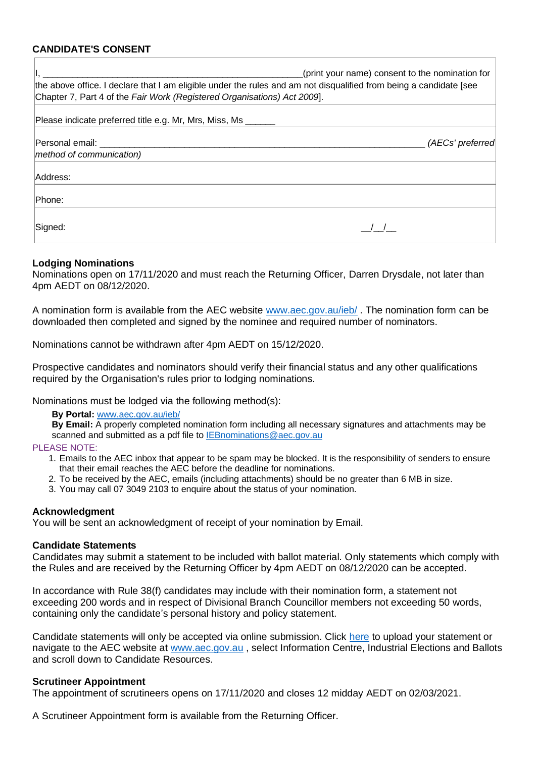**CANDIDATE'S CONSENT**

| I, ___________________________________________________(print your name) consent to the nomination for the above office. I declare that I am eligible under the rules and am not disqualified from being a candidate [see Chapter 7, Part 4 of the *Fair Work (Registered Organisations) Act 2009*]. | |
|---|---|
| Please indicate preferred title e.g. Mr, Mrs, Miss, Ms ______ | |
| Personal email: _________________________________________________________________ *(AECs' preferred method of communication)* | |
| Address: | |
| Phone: | |
| Signed: | __/__/__ |

**Lodging Nominations**

Nominations open on 17/11/2020 and must reach the Returning Officer, Darren Drysdale, not later than 4pm AEDT on 08/12/2020.

A nomination form is available from the AEC website www.aec.gov.au/ieb/ . The nomination form can be downloaded then completed and signed by the nominee and required number of nominators.

Nominations cannot be withdrawn after 4pm AEDT on 15/12/2020.

Prospective candidates and nominators should verify their financial status and any other qualifications required by the Organisation's rules prior to lodging nominations.

Nominations must be lodged via the following method(s):

**By Portal:** www.aec.gov.au/ieb/
**By Email:** A properly completed nomination form including all necessary signatures and attachments may be scanned and submitted as a pdf file to IEBnominations@aec.gov.au

PLEASE NOTE:

1. Emails to the AEC inbox that appear to be spam may be blocked. It is the responsibility of senders to ensure that their email reaches the AEC before the deadline for nominations.
2. To be received by the AEC, emails (including attachments) should be no greater than 6 MB in size.
3. You may call 07 3049 2103 to enquire about the status of your nomination.

**Acknowledgment**

You will be sent an acknowledgment of receipt of your nomination by Email.

**Candidate Statements**

Candidates may submit a statement to be included with ballot material. Only statements which comply with the Rules and are received by the Returning Officer by 4pm AEDT on 08/12/2020 can be accepted.

In accordance with Rule 38(f) candidates may include with their nomination form, a statement not exceeding 200 words and in respect of Divisional Branch Councillor members not exceeding 50 words, containing only the candidate's personal history and policy statement.

Candidate statements will only be accepted via online submission. Click here to upload your statement or navigate to the AEC website at www.aec.gov.au , select Information Centre, Industrial Elections and Ballots and scroll down to Candidate Resources.

**Scrutineer Appointment**

The appointment of scrutineers opens on 17/11/2020 and closes 12 midday AEDT on 02/03/2021.

A Scrutineer Appointment form is available from the Returning Officer.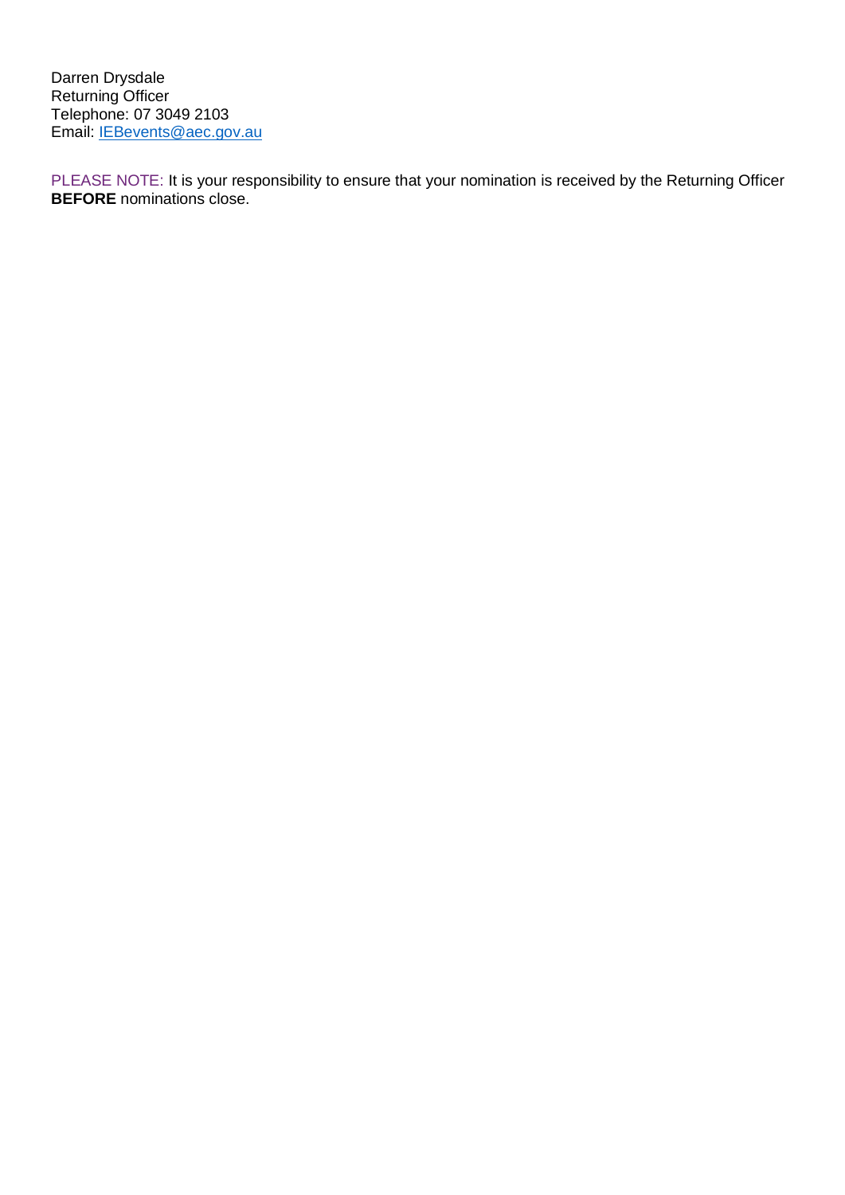Darren Drysdale
Returning Officer
Telephone: 07 3049 2103
Email: IEBevents@aec.gov.au

PLEASE NOTE: It is your responsibility to ensure that your nomination is received by the Returning Officer **BEFORE** nominations close.